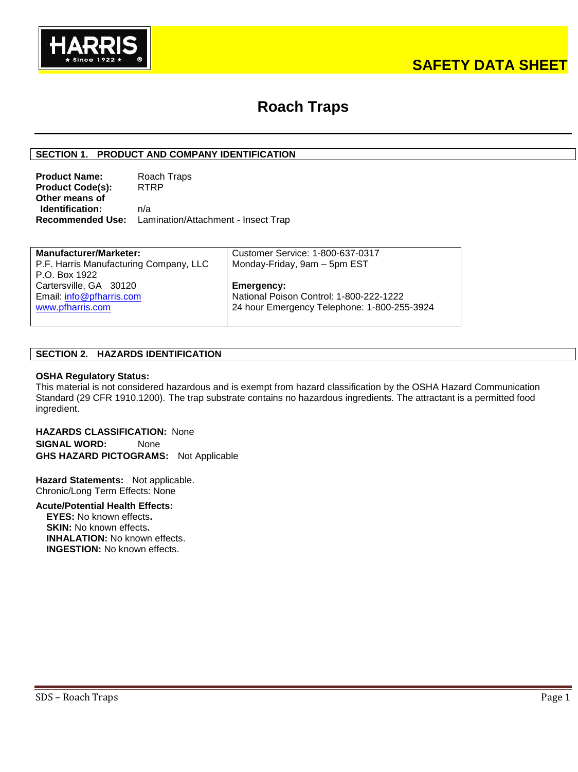HARRIS ★ Since 1922 ★

# SAFETY DATA SHEET

# Roach Traps

## SECTION 1. PRODUCT AND COMPANY IDENTIFICATION

**Product Name:** Roach Traps
**Product Code(s):** RTRP
**Other means of Identification:** n/a
**Recommended Use:** Lamination/Attachment - Insect Trap

| **Manufacturer/Marketer:** | Customer Service: 1-800-637-0317 |
|---|---|
| P.F. Harris Manufacturing Company, LLC | Monday-Friday, 9am – 5pm EST |
| P.O. Box 1922 | |
| Cartersville, GA 30120 | **Emergency:** |
| Email: info@pfharris.com | National Poison Control: 1-800-222-1222 |
| www.pfharris.com | 24 hour Emergency Telephone: 1-800-255-3924 |

## SECTION 2. HAZARDS IDENTIFICATION

**OSHA Regulatory Status:**
This material is not considered hazardous and is exempt from hazard classification by the OSHA Hazard Communication Standard (29 CFR 1910.1200). The trap substrate contains no hazardous ingredients. The attractant is a permitted food ingredient.

**HAZARDS CLASSIFICATION:** None
**SIGNAL WORD:** None
**GHS HAZARD PICTOGRAMS:** Not Applicable

**Hazard Statements:** Not applicable.
Chronic/Long Term Effects: None

**Acute/Potential Health Effects:**
- **EYES:** No known effects.
- **SKIN:** No known effects.
- **INHALATION:** No known effects.
- **INGESTION:** No known effects.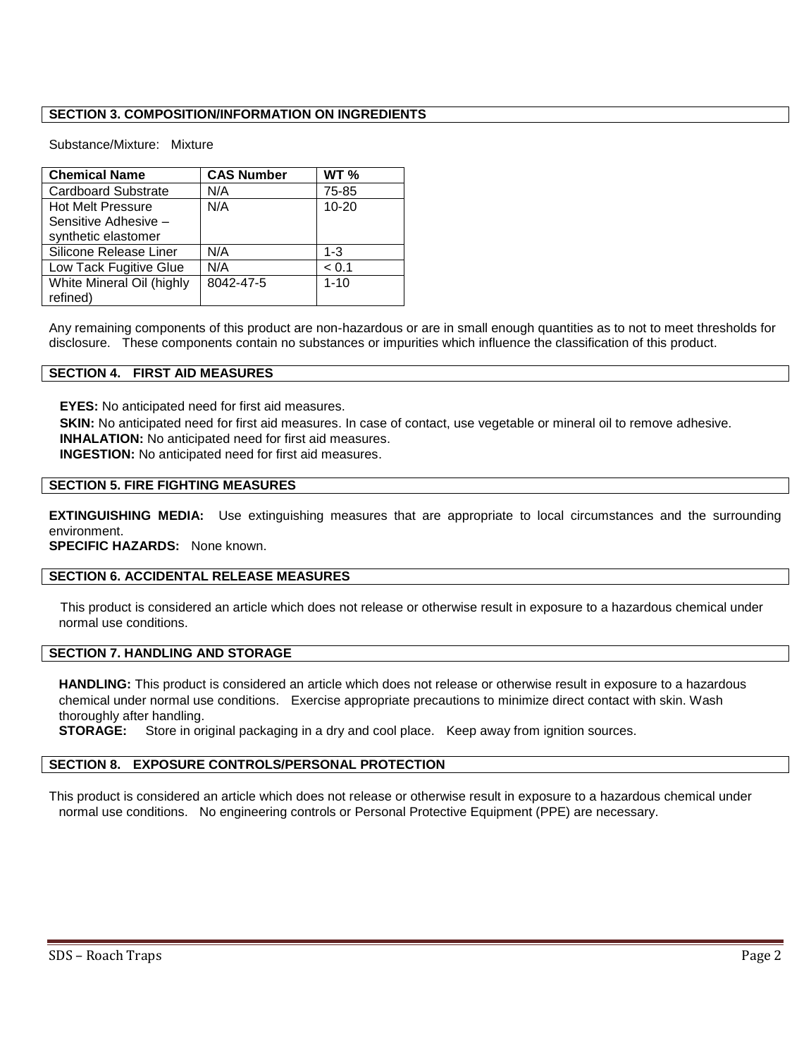## SECTION 3. COMPOSITION/INFORMATION ON INGREDIENTS

Substance/Mixture: Mixture

| Chemical Name | CAS Number | WT % |
|---|---|---|
| Cardboard Substrate | N/A | 75-85 |
| Hot Melt Pressure Sensitive Adhesive – synthetic elastomer | N/A | 10-20 |
| Silicone Release Liner | N/A | 1-3 |
| Low Tack Fugitive Glue | N/A | < 0.1 |
| White Mineral Oil (highly refined) | 8042-47-5 | 1-10 |

Any remaining components of this product are non-hazardous or are in small enough quantities as to not to meet thresholds for disclosure. These components contain no substances or impurities which influence the classification of this product.

## SECTION 4. FIRST AID MEASURES

**EYES:** No anticipated need for first aid measures.

**SKIN:** No anticipated need for first aid measures. In case of contact, use vegetable or mineral oil to remove adhesive.

**INHALATION:** No anticipated need for first aid measures.

**INGESTION:** No anticipated need for first aid measures.

## SECTION 5. FIRE FIGHTING MEASURES

**EXTINGUISHING MEDIA:** Use extinguishing measures that are appropriate to local circumstances and the surrounding environment.

**SPECIFIC HAZARDS:** None known.

## SECTION 6. ACCIDENTAL RELEASE MEASURES

This product is considered an article which does not release or otherwise result in exposure to a hazardous chemical under normal use conditions.

## SECTION 7. HANDLING AND STORAGE

**HANDLING:** This product is considered an article which does not release or otherwise result in exposure to a hazardous chemical under normal use conditions. Exercise appropriate precautions to minimize direct contact with skin. Wash thoroughly after handling.

**STORAGE:** Store in original packaging in a dry and cool place. Keep away from ignition sources.

## SECTION 8. EXPOSURE CONTROLS/PERSONAL PROTECTION

This product is considered an article which does not release or otherwise result in exposure to a hazardous chemical under normal use conditions. No engineering controls or Personal Protective Equipment (PPE) are necessary.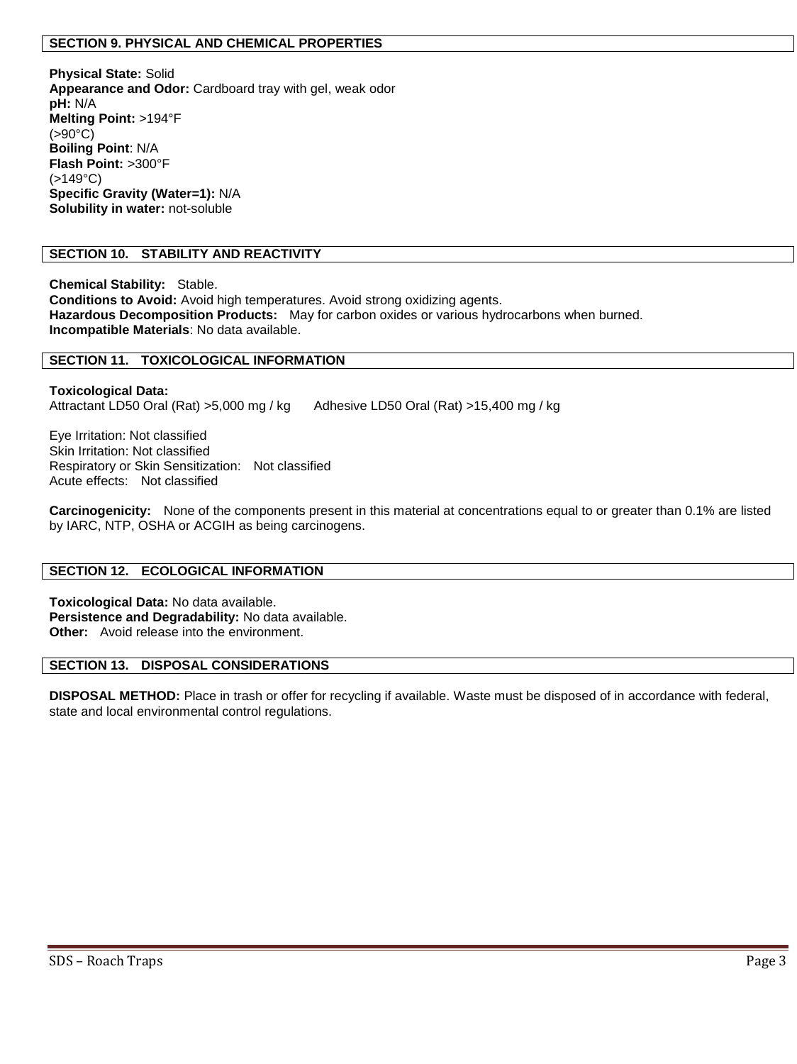## SECTION 9. PHYSICAL AND CHEMICAL PROPERTIES

**Physical State:** Solid
**Appearance and Odor:** Cardboard tray with gel, weak odor
**pH:** N/A
**Melting Point:** >194°F (>90°C)
**Boiling Point**: N/A
**Flash Point:** >300°F (>149°C)
**Specific Gravity (Water=1):** N/A
**Solubility in water:** not-soluble

## SECTION 10. STABILITY AND REACTIVITY

**Chemical Stability:** Stable.
**Conditions to Avoid:** Avoid high temperatures. Avoid strong oxidizing agents.
**Hazardous Decomposition Products:** May for carbon oxides or various hydrocarbons when burned.
**Incompatible Materials**: No data available.

## SECTION 11. TOXICOLOGICAL INFORMATION

**Toxicological Data:**
Attractant LD50 Oral (Rat) >5,000 mg / kg   Adhesive LD50 Oral (Rat) >15,400 mg / kg

Eye Irritation: Not classified
Skin Irritation: Not classified
Respiratory or Skin Sensitization: Not classified
Acute effects: Not classified

**Carcinogenicity:** None of the components present in this material at concentrations equal to or greater than 0.1% are listed by IARC, NTP, OSHA or ACGIH as being carcinogens.

## SECTION 12. ECOLOGICAL INFORMATION

**Toxicological Data:** No data available.
**Persistence and Degradability:** No data available.
**Other:** Avoid release into the environment.

## SECTION 13. DISPOSAL CONSIDERATIONS

**DISPOSAL METHOD:** Place in trash or offer for recycling if available. Waste must be disposed of in accordance with federal, state and local environmental control regulations.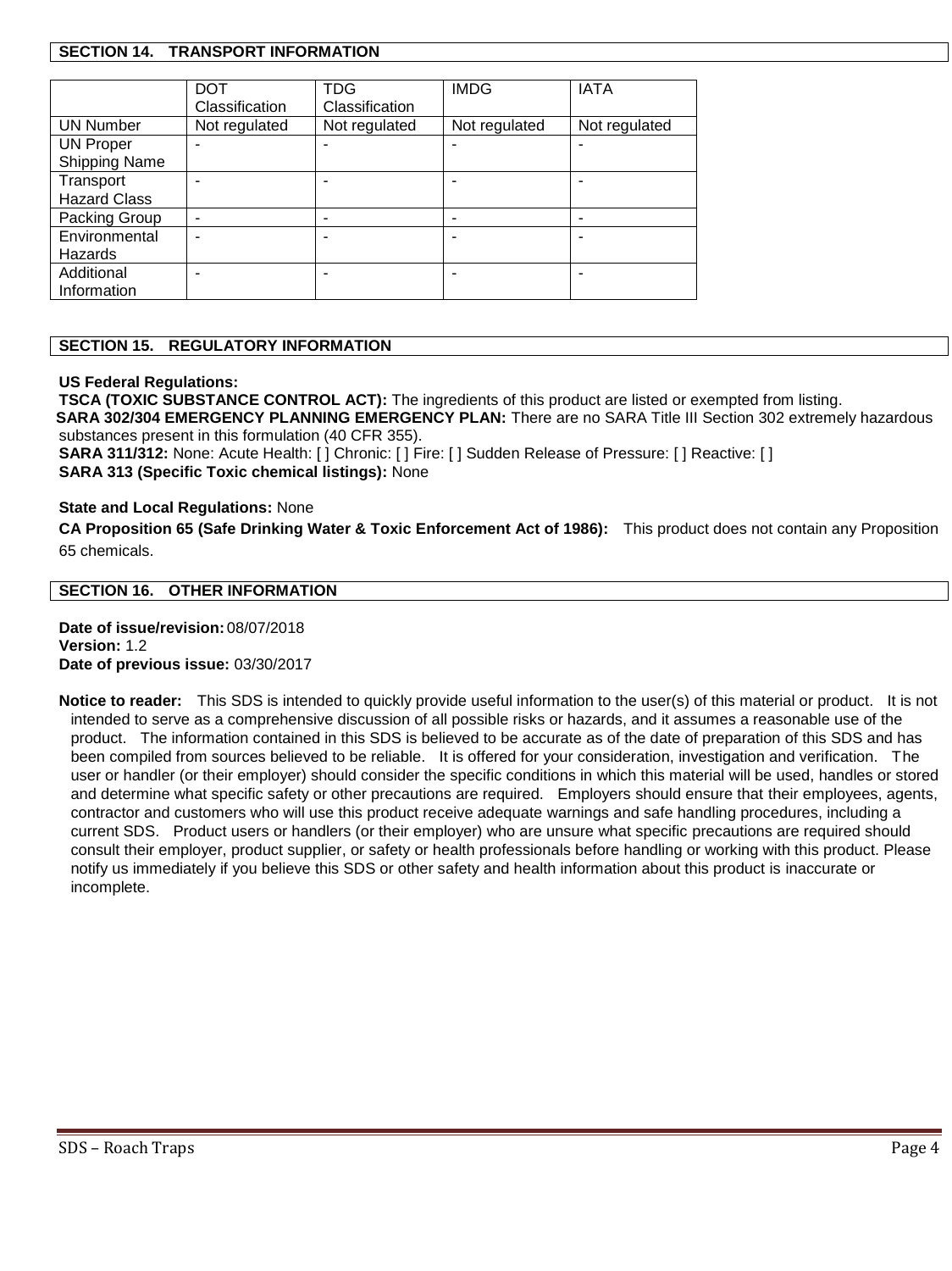## SECTION 14. TRANSPORT INFORMATION

| | DOT Classification | TDG Classification | IMDG | IATA |
|---|---|---|---|---|
| UN Number | Not regulated | Not regulated | Not regulated | Not regulated |
| UN Proper Shipping Name | - | - | - | - |
| Transport Hazard Class | - | - | - | - |
| Packing Group | - | - | - | - |
| Environmental Hazards | - | - | - | - |
| Additional Information | - | - | - | - |

## SECTION 15. REGULATORY INFORMATION

**US Federal Regulations:**

**TSCA (TOXIC SUBSTANCE CONTROL ACT):** The ingredients of this product are listed or exempted from listing.

**SARA 302/304 EMERGENCY PLANNING EMERGENCY PLAN:** There are no SARA Title III Section 302 extremely hazardous substances present in this formulation (40 CFR 355).

**SARA 311/312:** None: Acute Health: [ ] Chronic: [ ] Fire: [ ] Sudden Release of Pressure: [ ] Reactive: [ ]

**SARA 313 (Specific Toxic chemical listings):** None

**State and Local Regulations:** None

**CA Proposition 65 (Safe Drinking Water & Toxic Enforcement Act of 1986):** This product does not contain any Proposition 65 chemicals.

## SECTION 16. OTHER INFORMATION

**Date of issue/revision:** 08/07/2018

**Version:** 1.2

**Date of previous issue:** 03/30/2017

**Notice to reader:** This SDS is intended to quickly provide useful information to the user(s) of this material or product. It is not intended to serve as a comprehensive discussion of all possible risks or hazards, and it assumes a reasonable use of the product. The information contained in this SDS is believed to be accurate as of the date of preparation of this SDS and has been compiled from sources believed to be reliable. It is offered for your consideration, investigation and verification. The user or handler (or their employer) should consider the specific conditions in which this material will be used, handles or stored and determine what specific safety or other precautions are required. Employers should ensure that their employees, agents, contractor and customers who will use this product receive adequate warnings and safe handling procedures, including a current SDS. Product users or handlers (or their employer) who are unsure what specific precautions are required should consult their employer, product supplier, or safety or health professionals before handling or working with this product. Please notify us immediately if you believe this SDS or other safety and health information about this product is inaccurate or incomplete.